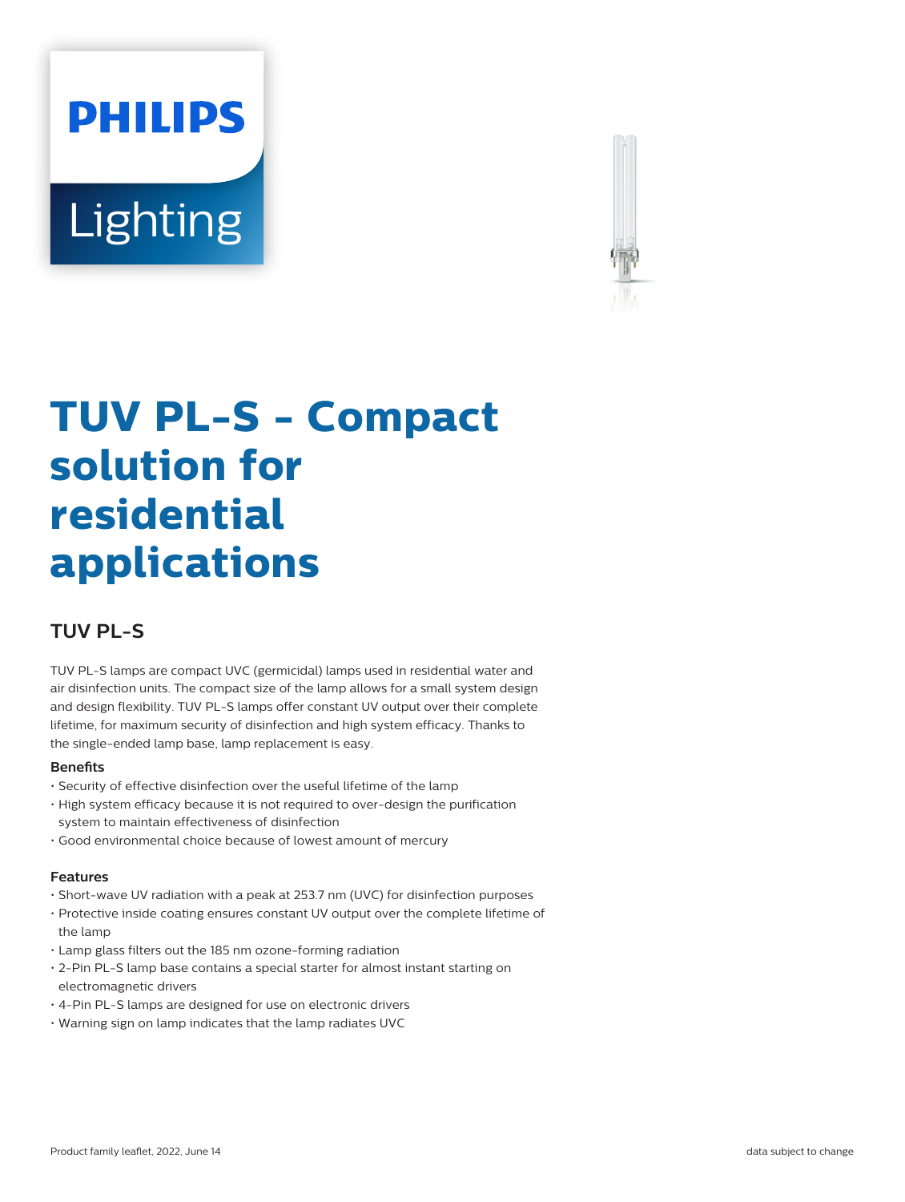PHILIPS

Lighting

# TUV PL-S - Compact solution for residential applications

## TUV PL-S

TUV PL-S lamps are compact UVC (germicidal) lamps used in residential water and air disinfection units. The compact size of the lamp allows for a small system design and design flexibility. TUV PL-S lamps offer constant UV output over their complete lifetime, for maximum security of disinfection and high system efficacy. Thanks to the single-ended lamp base, lamp replacement is easy.

### Benefits

- Security of effective disinfection over the useful lifetime of the lamp
- High system efficacy because it is not required to over-design the purification system to maintain effectiveness of disinfection
- Good environmental choice because of lowest amount of mercury

### Features

- Short-wave UV radiation with a peak at 253.7 nm (UVC) for disinfection purposes
- Protective inside coating ensures constant UV output over the complete lifetime of the lamp
- Lamp glass filters out the 185 nm ozone-forming radiation
- 2-Pin PL-S lamp base contains a special starter for almost instant starting on electromagnetic drivers
- 4-Pin PL-S lamps are designed for use on electronic drivers
- Warning sign on lamp indicates that the lamp radiates UVC

Product family leaflet, 2022, June 14

data subject to change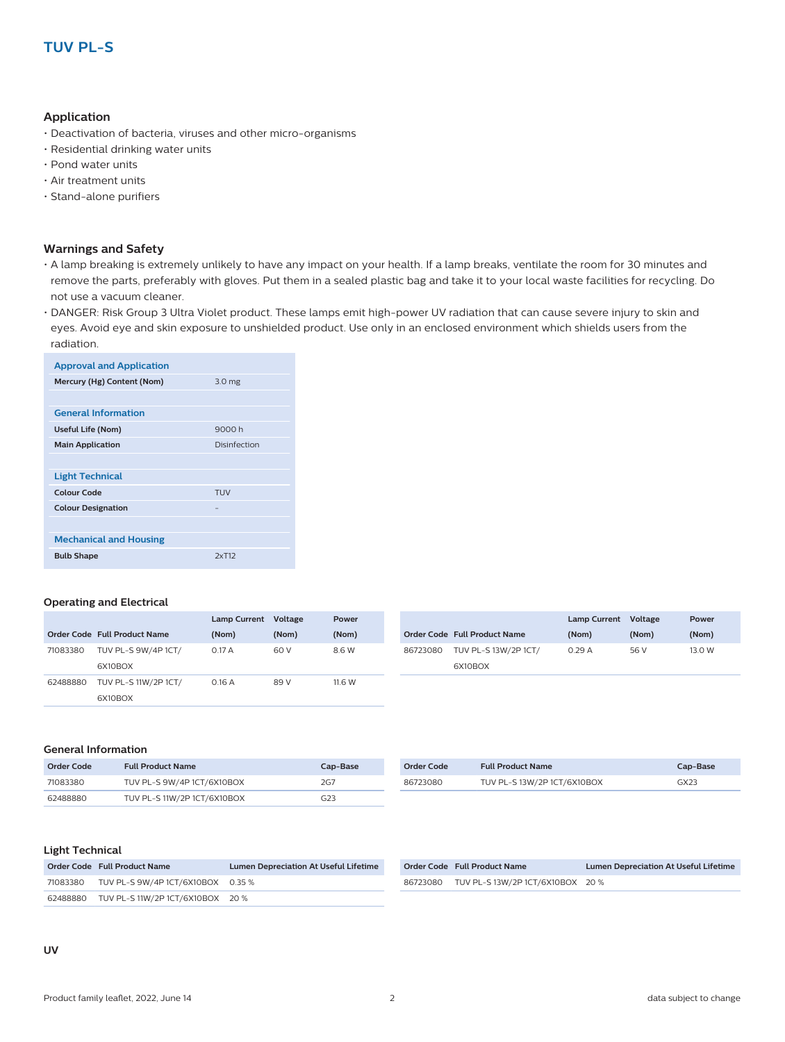# TUV PL-S

## Application

- Deactivation of bacteria, viruses and other micro-organisms
- Residential drinking water units
- Pond water units
- Air treatment units
- Stand-alone purifiers

## Warnings and Safety

- A lamp breaking is extremely unlikely to have any impact on your health. If a lamp breaks, ventilate the room for 30 minutes and remove the parts, preferably with gloves. Put them in a sealed plastic bag and take it to your local waste facilities for recycling. Do not use a vacuum cleaner.
- DANGER: Risk Group 3 Ultra Violet product. These lamps emit high-power UV radiation that can cause severe injury to skin and eyes. Avoid eye and skin exposure to unshielded product. Use only in an enclosed environment which shields users from the radiation.

| Approval and Application | |
|---|---|
| **Mercury (Hg) Content (Nom)** | 3.0 mg |
| **General Information** | |
| **Useful Life (Nom)** | 9000 h |
| **Main Application** | Disinfection |
| **Light Technical** | |
| **Colour Code** | TUV |
| **Colour Designation** | - |
| **Mechanical and Housing** | |
| **Bulb Shape** | 2xT12 |

### Operating and Electrical

| Order Code | Full Product Name | Lamp Current (Nom) | Voltage (Nom) | Power (Nom) |
|---|---|---|---|---|
| 71083380 | TUV PL-S 9W/4P 1CT/6X10BOX | 0.17 A | 60 V | 8.6 W |
| 62488880 | TUV PL-S 11W/2P 1CT/6X10BOX | 0.16 A | 89 V | 11.6 W |
| 86723080 | TUV PL-S 13W/2P 1CT/6X10BOX | 0.29 A | 56 V | 13.0 W |

### General Information

| Order Code | Full Product Name | Cap-Base |
|---|---|---|
| 71083380 | TUV PL-S 9W/4P 1CT/6X10BOX | 2G7 |
| 62488880 | TUV PL-S 11W/2P 1CT/6X10BOX | G23 |
| 86723080 | TUV PL-S 13W/2P 1CT/6X10BOX | GX23 |

### Light Technical

| Order Code | Full Product Name | Lumen Depreciation At Useful Lifetime |
|---|---|---|
| 71083380 | TUV PL-S 9W/4P 1CT/6X10BOX | 0.35 % |
| 62488880 | TUV PL-S 11W/2P 1CT/6X10BOX | 20 % |
| 86723080 | TUV PL-S 13W/2P 1CT/6X10BOX | 20 % |

### UV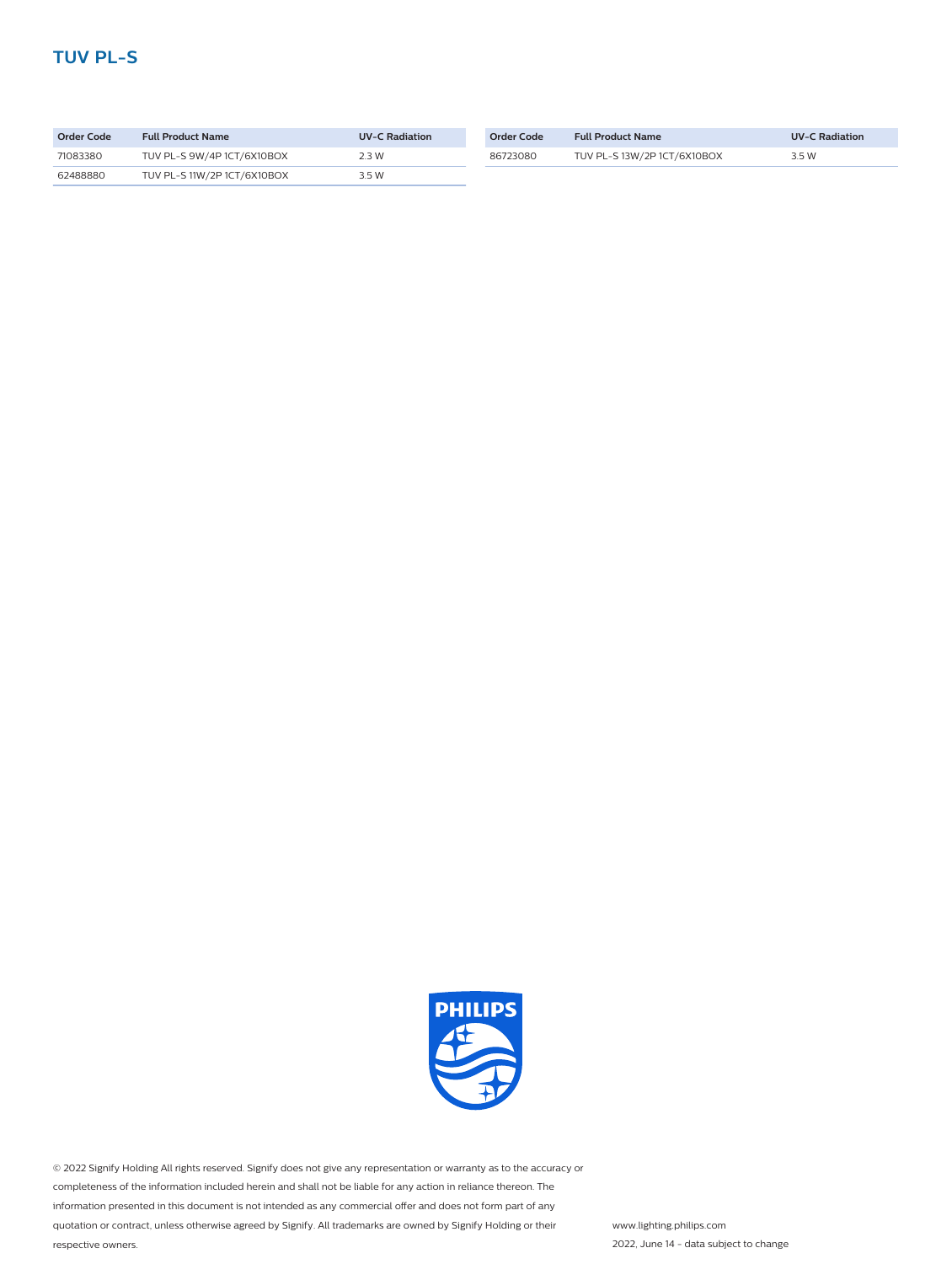## TUV PL-S

| Order Code | Full Product Name | UV-C Radiation |
|---|---|---|
| 71083380 | TUV PL-S 9W/4P 1CT/6X10BOX | 2.3 W |
| 62488880 | TUV PL-S 11W/2P 1CT/6X10BOX | 3.5 W |
| 86723080 | TUV PL-S 13W/2P 1CT/6X10BOX | 3.5 W |

© 2022 Signify Holding All rights reserved. Signify does not give any representation or warranty as to the accuracy or completeness of the information included herein and shall not be liable for any action in reliance thereon. The information presented in this document is not intended as any commercial offer and does not form part of any quotation or contract, unless otherwise agreed by Signify. All trademarks are owned by Signify Holding or their respective owners.

www.lighting.philips.com

2022, June 14 - data subject to change